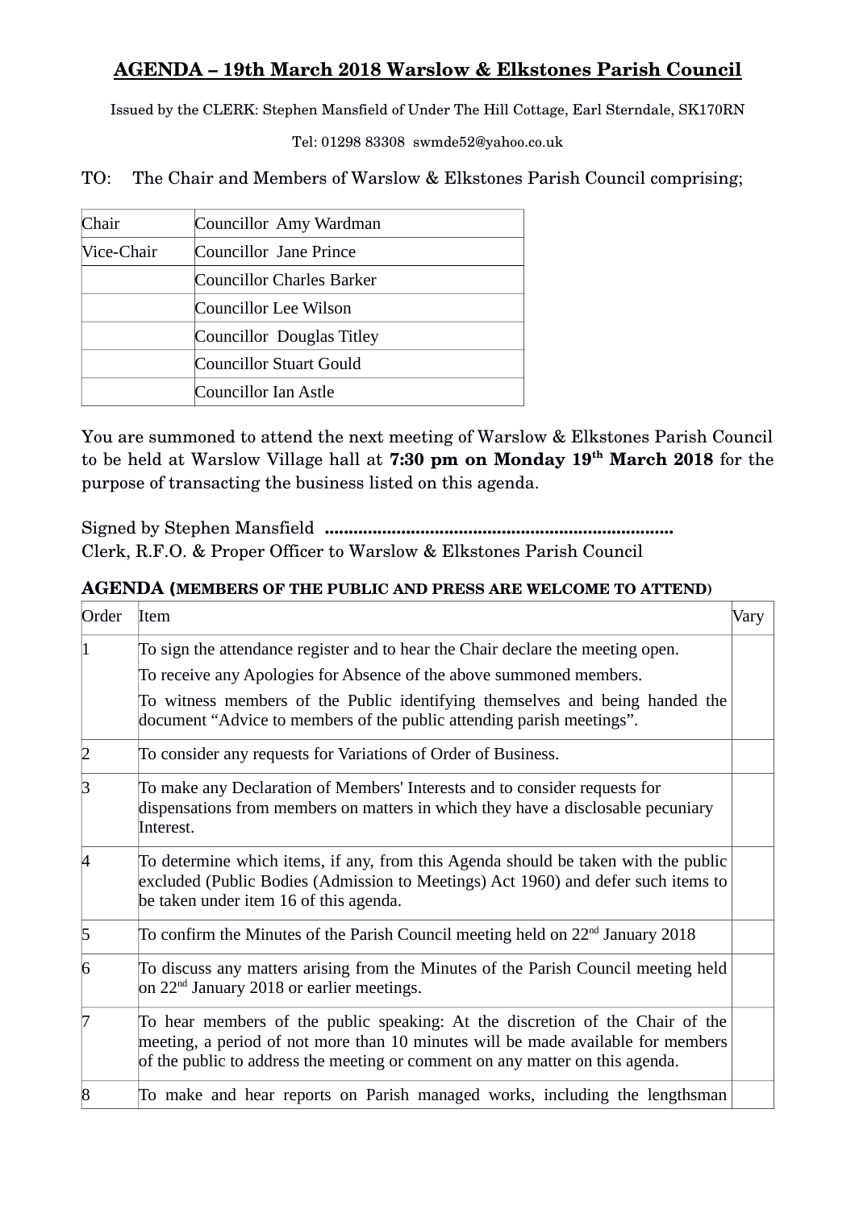# AGENDA – 19th March 2018 Warslow & Elkstones Parish Council

Issued by the CLERK: Stephen Mansfield of Under The Hill Cottage, Earl Sterndale, SK170RN

Tel: 01298 83308 swmde52@yahoo.co.uk

TO: The Chair and Members of Warslow & Elkstones Parish Council comprising;

| | |
|---|---|
| Chair | Councillor Amy Wardman |
| Vice-Chair | Councillor Jane Prince |
| | Councillor Charles Barker |
| | Councillor Lee Wilson |
| | Councillor Douglas Titley |
| | Councillor Stuart Gould |
| | Councillor Ian Astle |

You are summoned to attend the next meeting of Warslow & Elkstones Parish Council to be held at Warslow Village hall at **7:30 pm on Monday 19th March 2018** for the purpose of transacting the business listed on this agenda.

Signed by Stephen Mansfield ........................................................................
Clerk, R.F.O. & Proper Officer to Warslow & Elkstones Parish Council

**AGENDA (MEMBERS OF THE PUBLIC AND PRESS ARE WELCOME TO ATTEND)**

| Order | Item | Vary |
|---|---|---|
| 1 | To sign the attendance register and to hear the Chair declare the meeting open.<br>To receive any Apologies for Absence of the above summoned members.<br>To witness members of the Public identifying themselves and being handed the document "Advice to members of the public attending parish meetings". | |
| 2 | To consider any requests for Variations of Order of Business. | |
| 3 | To make any Declaration of Members' Interests and to consider requests for dispensations from members on matters in which they have a disclosable pecuniary Interest. | |
| 4 | To determine which items, if any, from this Agenda should be taken with the public excluded (Public Bodies (Admission to Meetings) Act 1960) and defer such items to be taken under item 16 of this agenda. | |
| 5 | To confirm the Minutes of the Parish Council meeting held on 22nd January 2018 | |
| 6 | To discuss any matters arising from the Minutes of the Parish Council meeting held on 22nd January 2018 or earlier meetings. | |
| 7 | To hear members of the public speaking: At the discretion of the Chair of the meeting, a period of not more than 10 minutes will be made available for members of the public to address the meeting or comment on any matter on this agenda. | |
| 8 | To make and hear reports on Parish managed works, including the lengthsman | |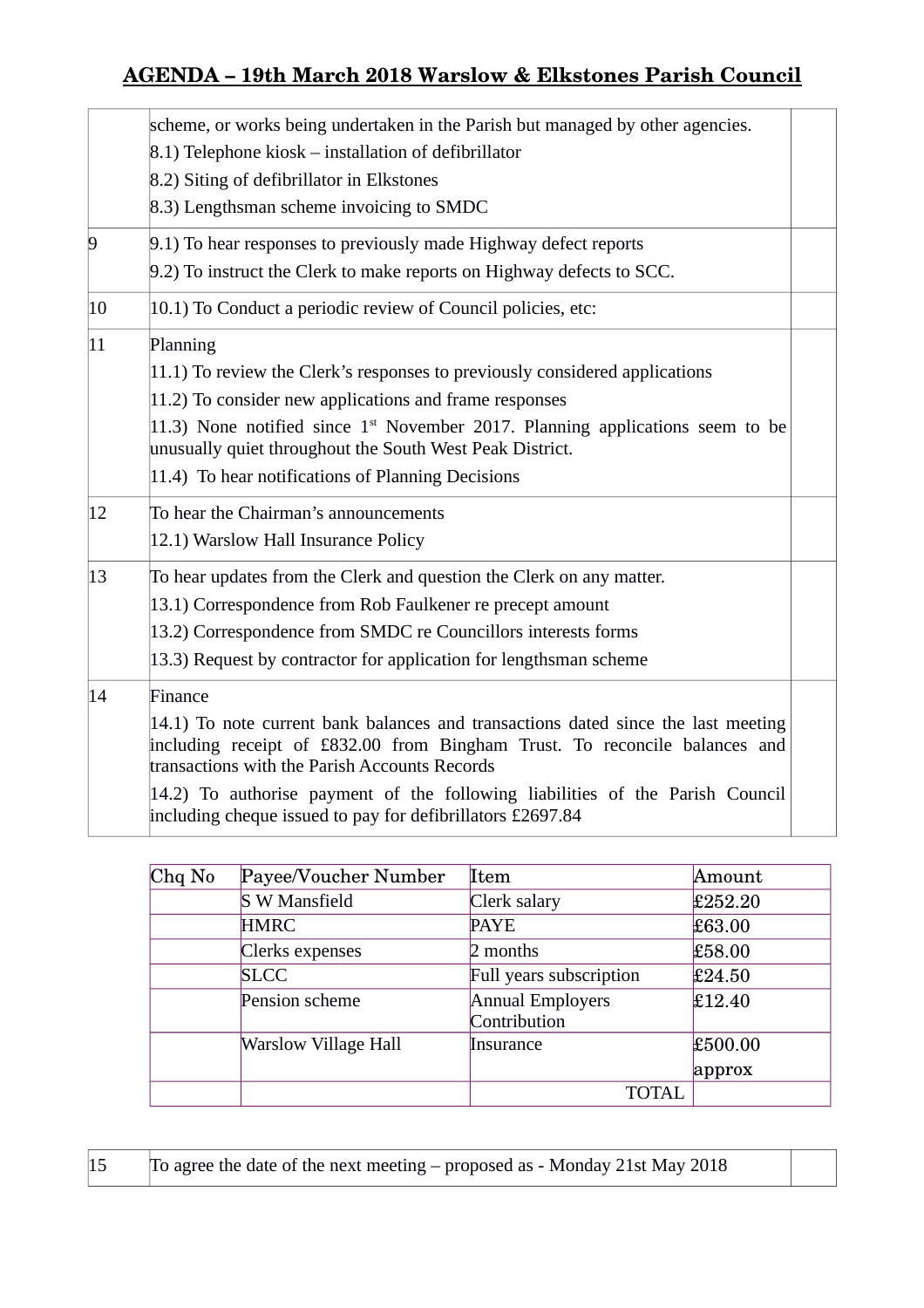# AGENDA – 19th March 2018 Warslow & Elkstones Parish Council

| | | |
|---|---|---|
| | scheme, or works being undertaken in the Parish but managed by other agencies.<br>8.1) Telephone kiosk – installation of defibrillator<br>8.2) Siting of defibrillator in Elkstones<br>8.3) Lengthsman scheme invoicing to SMDC | |
| 9 | 9.1) To hear responses to previously made Highway defect reports<br>9.2) To instruct the Clerk to make reports on Highway defects to SCC. | |
| 10 | 10.1) To Conduct a periodic review of Council policies, etc: | |
| 11 | Planning<br>11.1) To review the Clerk's responses to previously considered applications<br>11.2) To consider new applications and frame responses<br>11.3) None notified since 1st November 2017. Planning applications seem to be unusually quiet throughout the South West Peak District.<br>11.4) To hear notifications of Planning Decisions | |
| 12 | To hear the Chairman's announcements<br>12.1) Warslow Hall Insurance Policy | |
| 13 | To hear updates from the Clerk and question the Clerk on any matter.<br>13.1) Correspondence from Rob Faulkener re precept amount<br>13.2) Correspondence from SMDC re Councillors interests forms<br>13.3) Request by contractor for application for lengthsman scheme | |
| 14 | Finance<br>14.1) To note current bank balances and transactions dated since the last meeting including receipt of £832.00 from Bingham Trust. To reconcile balances and transactions with the Parish Accounts Records<br>14.2) To authorise payment of the following liabilities of the Parish Council including cheque issued to pay for defibrillators £2697.84 | |

| Chq No | Payee/Voucher Number | Item | Amount |
|---|---|---|---|
| | S W Mansfield | Clerk salary | £252.20 |
| | HMRC | PAYE | £63.00 |
| | Clerks expenses | 2 months | £58.00 |
| | SLCC | Full years subscription | £24.50 |
| | Pension scheme | Annual Employers Contribution | £12.40 |
| | Warslow Village Hall | Insurance | £500.00 approx |
| | | TOTAL | |

| | | |
|---|---|---|
| 15 | To agree the date of the next meeting – proposed as - Monday 21st May 2018 | |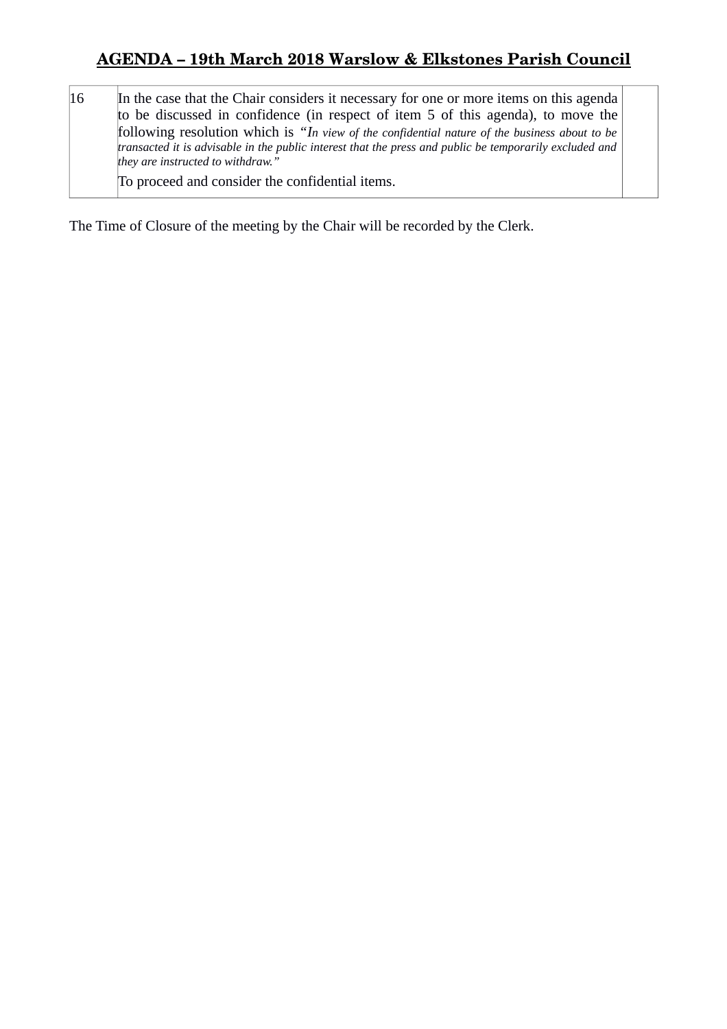| 16 | In the case that the Chair considers it necessary for one or more items on this agenda to be discussed in confidence (in respect of item 5 of this agenda), to move the following resolution which is *"In view of the confidential nature of the business about to be transacted it is advisable in the public interest that the press and public be temporarily excluded and they are instructed to withdraw."*<br>To proceed and consider the confidential items. | |
|---|---|---|

The Time of Closure of the meeting by the Chair will be recorded by the Clerk.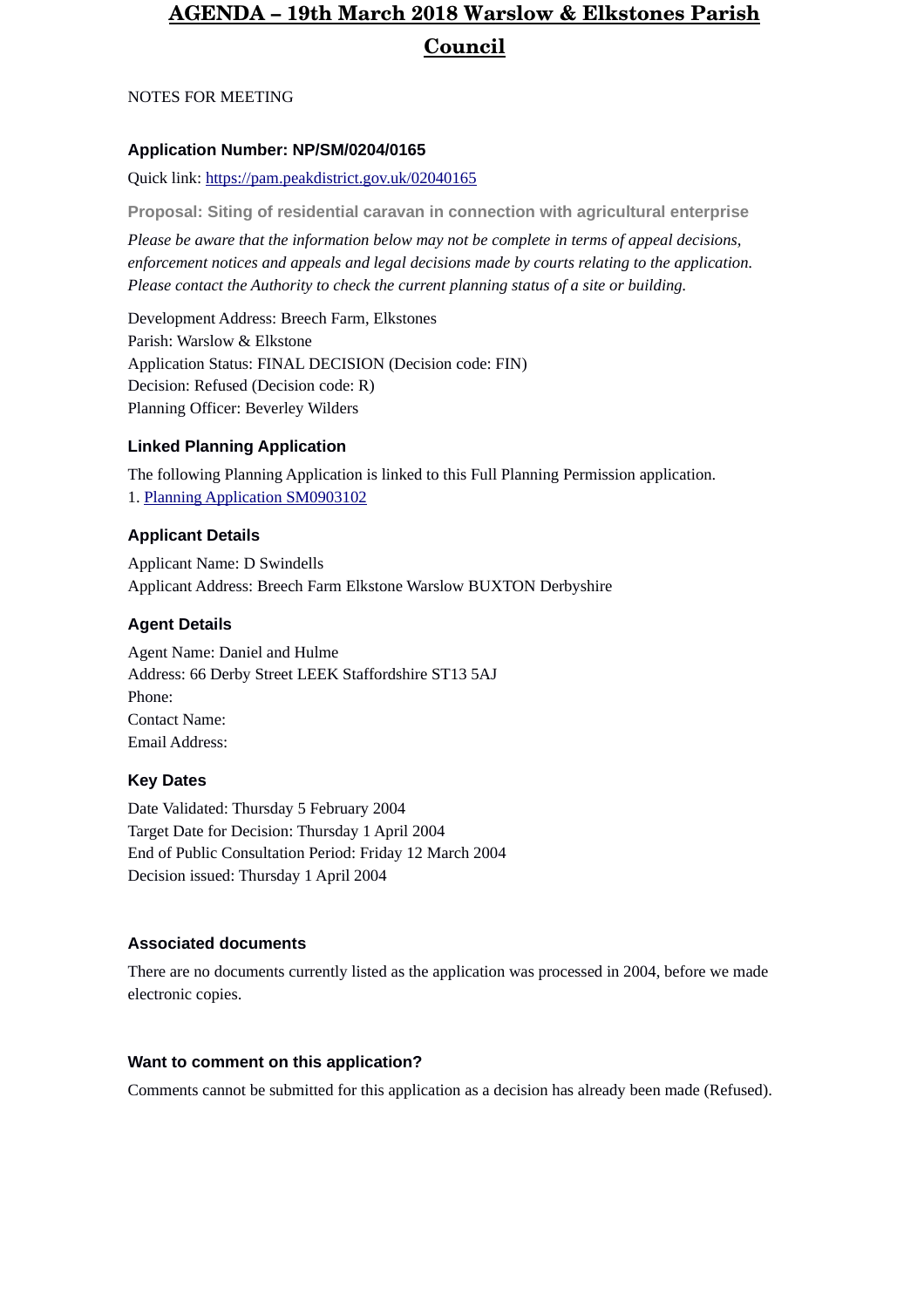# AGENDA – 19th March 2018 Warslow & Elkstones Parish Council

NOTES FOR MEETING

### Application Number: NP/SM/0204/0165

Quick link: [https://pam.peakdistrict.gov.uk/02040165](https://pam.peakdistrict.gov.uk/02040165)

**Proposal: Siting of residential caravan in connection with agricultural enterprise**

*Please be aware that the information below may not be complete in terms of appeal decisions, enforcement notices and appeals and legal decisions made by courts relating to the application. Please contact the Authority to check the current planning status of a site or building.*

Development Address: Breech Farm, Elkstones
Parish: Warslow & Elkstone
Application Status: FINAL DECISION (Decision code: FIN)
Decision: Refused (Decision code: R)
Planning Officer: Beverley Wilders

### Linked Planning Application

The following Planning Application is linked to this Full Planning Permission application.
1. Planning Application SM0903102

### Applicant Details

Applicant Name: D Swindells
Applicant Address: Breech Farm Elkstone Warslow BUXTON Derbyshire

### Agent Details

Agent Name: Daniel and Hulme
Address: 66 Derby Street LEEK Staffordshire ST13 5AJ
Phone:
Contact Name:
Email Address:

### Key Dates

Date Validated: Thursday 5 February 2004
Target Date for Decision: Thursday 1 April 2004
End of Public Consultation Period: Friday 12 March 2004
Decision issued: Thursday 1 April 2004

### Associated documents

There are no documents currently listed as the application was processed in 2004, before we made electronic copies.

### Want to comment on this application?

Comments cannot be submitted for this application as a decision has already been made (Refused).